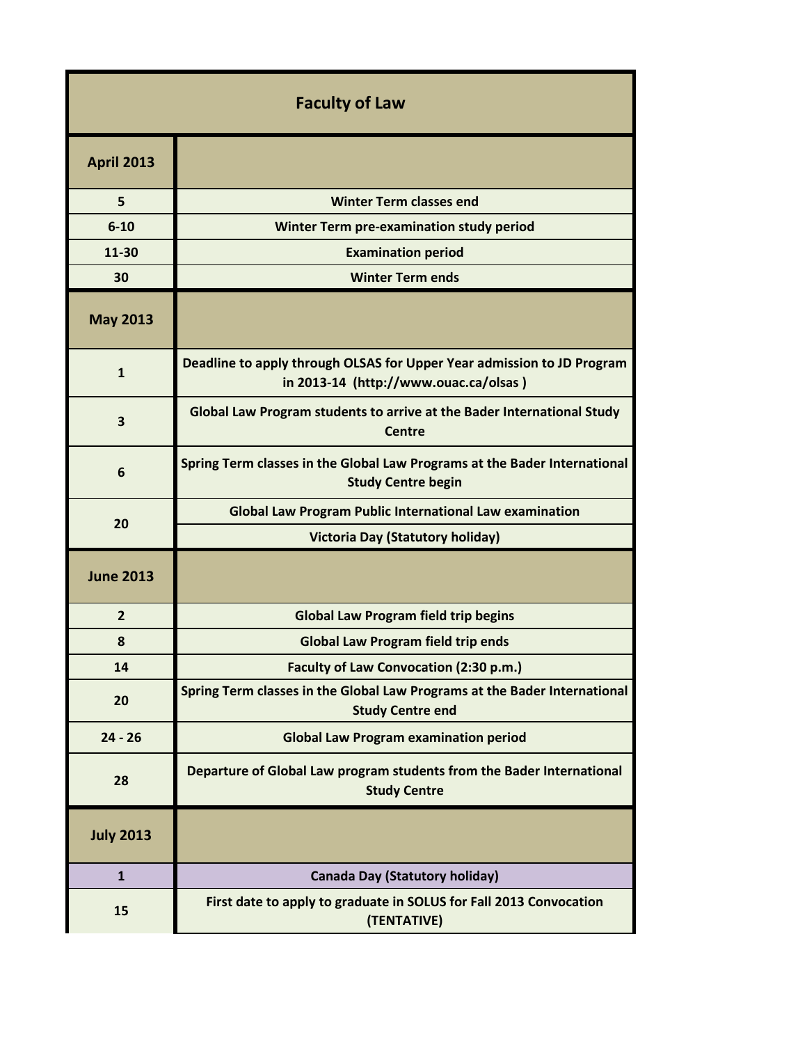| Faculty of Law | |
|---|---|
| **April 2013** | |
| 5 | Winter Term classes end |
| 6-10 | Winter Term pre-examination study period |
| 11-30 | Examination period |
| 30 | Winter Term ends |
| **May 2013** | |
| 1 | Deadline to apply through OLSAS for Upper Year admission to JD Program in 2013-14 (http://www.ouac.ca/olsas ) |
| 3 | Global Law Program students to arrive at the Bader International Study Centre |
| 6 | Spring Term classes in the Global Law Programs at the Bader International Study Centre begin |
| 20 | Global Law Program Public International Law examination |
| | Victoria Day (Statutory holiday) |
| **June 2013** | |
| 2 | Global Law Program field trip begins |
| 8 | Global Law Program field trip ends |
| 14 | Faculty of Law Convocation (2:30 p.m.) |
| 20 | Spring Term classes in the Global Law Programs at the Bader International Study Centre end |
| 24 - 26 | Global Law Program examination period |
| 28 | Departure of Global Law program students from the Bader International Study Centre |
| **July 2013** | |
| 1 | Canada Day (Statutory holiday) |
| 15 | First date to apply to graduate in SOLUS for Fall 2013 Convocation (TENTATIVE) |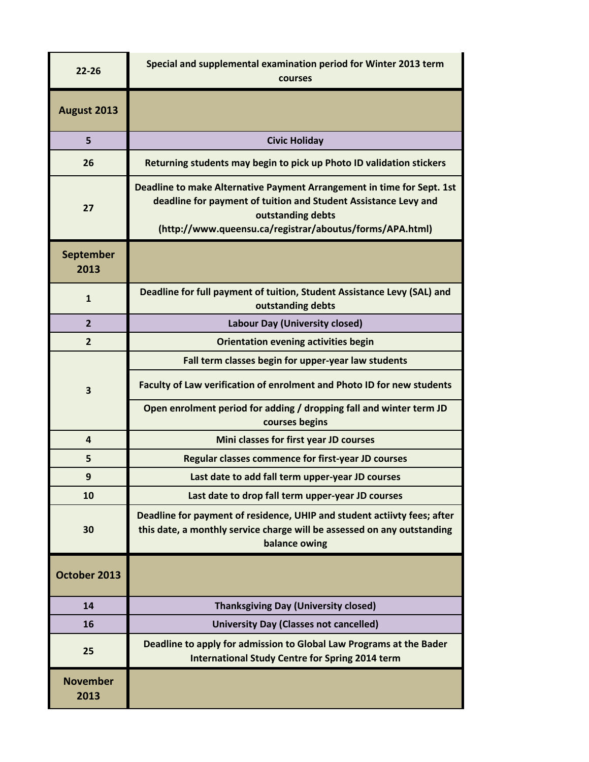| | |
|---|---|
| **22-26** | **Special and supplemental examination period for Winter 2013 term courses** |
| **August 2013** | |
| **5** | **Civic Holiday** |
| **26** | **Returning students may begin to pick up Photo ID validation stickers** |
| **27** | **Deadline to make Alternative Payment Arrangement in time for Sept. 1st deadline for payment of tuition and Student Assistance Levy and outstanding debts (http://www.queensu.ca/registrar/aboutus/forms/APA.html)** |
| **September 2013** | |
| **1** | **Deadline for full payment of tuition, Student Assistance Levy (SAL) and outstanding debts** |
| **2** | **Labour Day (University closed)** |
| **2** | **Orientation evening activities begin** |
| **3** | **Fall term classes begin for upper-year law students** |
| | **Faculty of Law verification of enrolment and Photo ID for new students** |
| | **Open enrolment period for adding / dropping fall and winter term JD courses begins** |
| **4** | **Mini classes for first year JD courses** |
| **5** | **Regular classes commence for first-year JD courses** |
| **9** | **Last date to add fall term upper-year JD courses** |
| **10** | **Last date to drop fall term upper-year JD courses** |
| **30** | **Deadline for payment of residence, UHIP and student actiivty fees; after this date, a monthly service charge will be assessed on any outstanding balance owing** |
| **October 2013** | |
| **14** | **Thanksgiving Day (University closed)** |
| **16** | **University Day (Classes not cancelled)** |
| **25** | **Deadline to apply for admission to Global Law Programs at the Bader International Study Centre for Spring 2014 term** |
| **November 2013** | |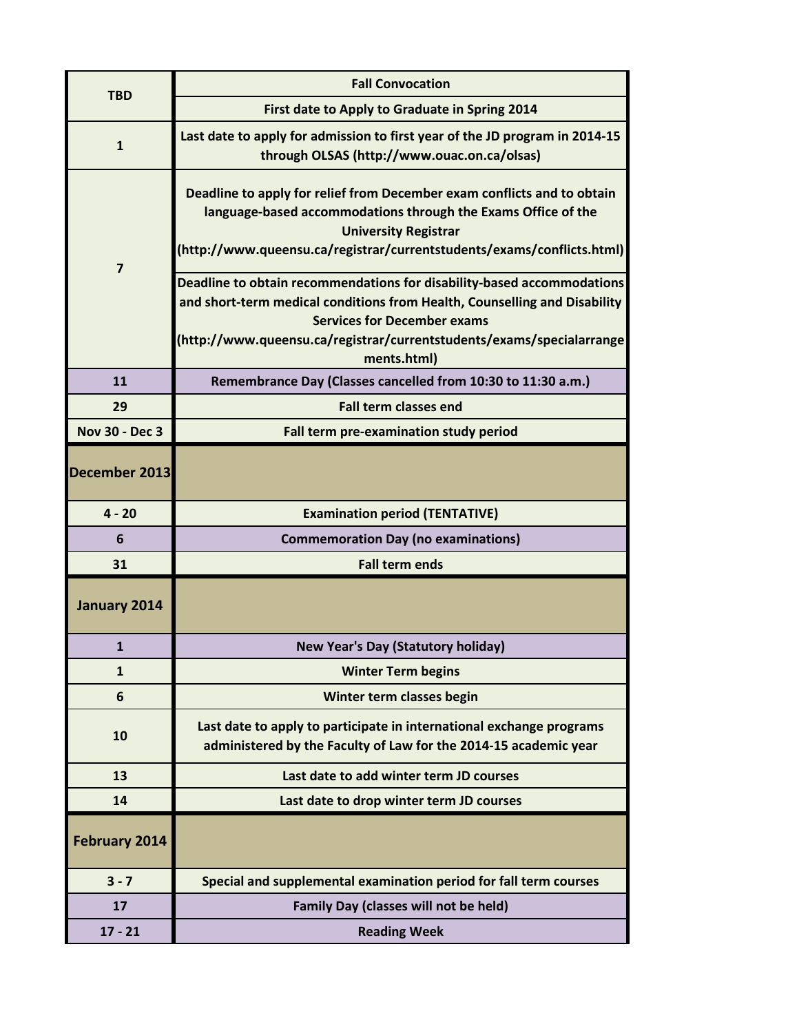| | |
|---|---|
| TBD | Fall Convocation |
| | First date to Apply to Graduate in Spring 2014 |
| 1 | Last date to apply for admission to first year of the JD program in 2014-15 through OLSAS (http://www.ouac.on.ca/olsas) |
| 7 | Deadline to apply for relief from December exam conflicts and to obtain language-based accommodations through the Exams Office of the University Registrar (http://www.queensu.ca/registrar/currentstudents/exams/conflicts.html) |
| | Deadline to obtain recommendations for disability-based accommodations and short-term medical conditions from Health, Counselling and Disability Services for December exams (http://www.queensu.ca/registrar/currentstudents/exams/specialarrangements.html) |
| 11 | Remembrance Day (Classes cancelled from 10:30 to 11:30 a.m.) |
| 29 | Fall term classes end |
| Nov 30 - Dec 3 | Fall term pre-examination study period |
| **December 2013** | |
| 4 - 20 | Examination period (TENTATIVE) |
| 6 | Commemoration Day (no examinations) |
| 31 | Fall term ends |
| **January 2014** | |
| 1 | New Year's Day (Statutory holiday) |
| 1 | Winter Term begins |
| 6 | Winter term classes begin |
| 10 | Last date to apply to participate in international exchange programs administered by the Faculty of Law for the 2014-15 academic year |
| 13 | Last date to add winter term JD courses |
| 14 | Last date to drop winter term JD courses |
| **February 2014** | |
| 3 - 7 | Special and supplemental examination period for fall term courses |
| 17 | Family Day (classes will not be held) |
| 17 - 21 | Reading Week |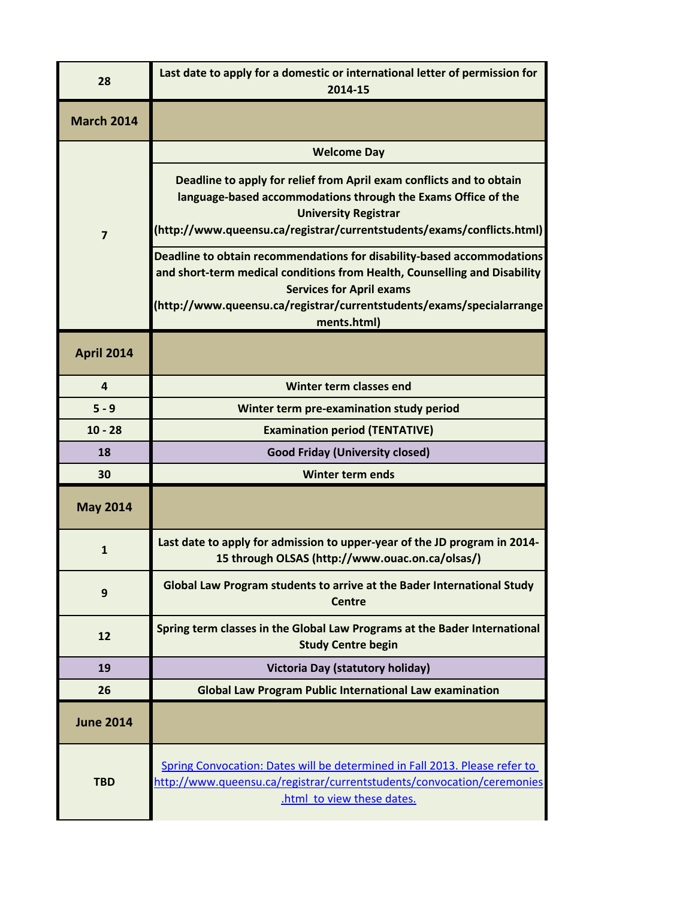| | |
|---|---|
| 28 | Last date to apply for a domestic or international letter of permission for 2014-15 |
| **March 2014** | |
| 7 | Welcome Day |
| | Deadline to apply for relief from April exam conflicts and to obtain language-based accommodations through the Exams Office of the University Registrar (http://www.queensu.ca/registrar/currentstudents/exams/conflicts.html) |
| | Deadline to obtain recommendations for disability-based accommodations and short-term medical conditions from Health, Counselling and Disability Services for April exams (http://www.queensu.ca/registrar/currentstudents/exams/specialarrangements.html) |
| **April 2014** | |
| 4 | Winter term classes end |
| 5 - 9 | Winter term pre-examination study period |
| 10 - 28 | Examination period (TENTATIVE) |
| 18 | Good Friday (University closed) |
| 30 | Winter term ends |
| **May 2014** | |
| 1 | Last date to apply for admission to upper-year of the JD program in 2014-15 through OLSAS (http://www.ouac.on.ca/olsas/) |
| 9 | Global Law Program students to arrive at the Bader International Study Centre |
| 12 | Spring term classes in the Global Law Programs at the Bader International Study Centre begin |
| 19 | Victoria Day (statutory holiday) |
| 26 | Global Law Program Public International Law examination |
| **June 2014** | |
| TBD | Spring Convocation: Dates will be determined in Fall 2013. Please refer to http://www.queensu.ca/registrar/currentstudents/convocation/ceremonies.html to view these dates. |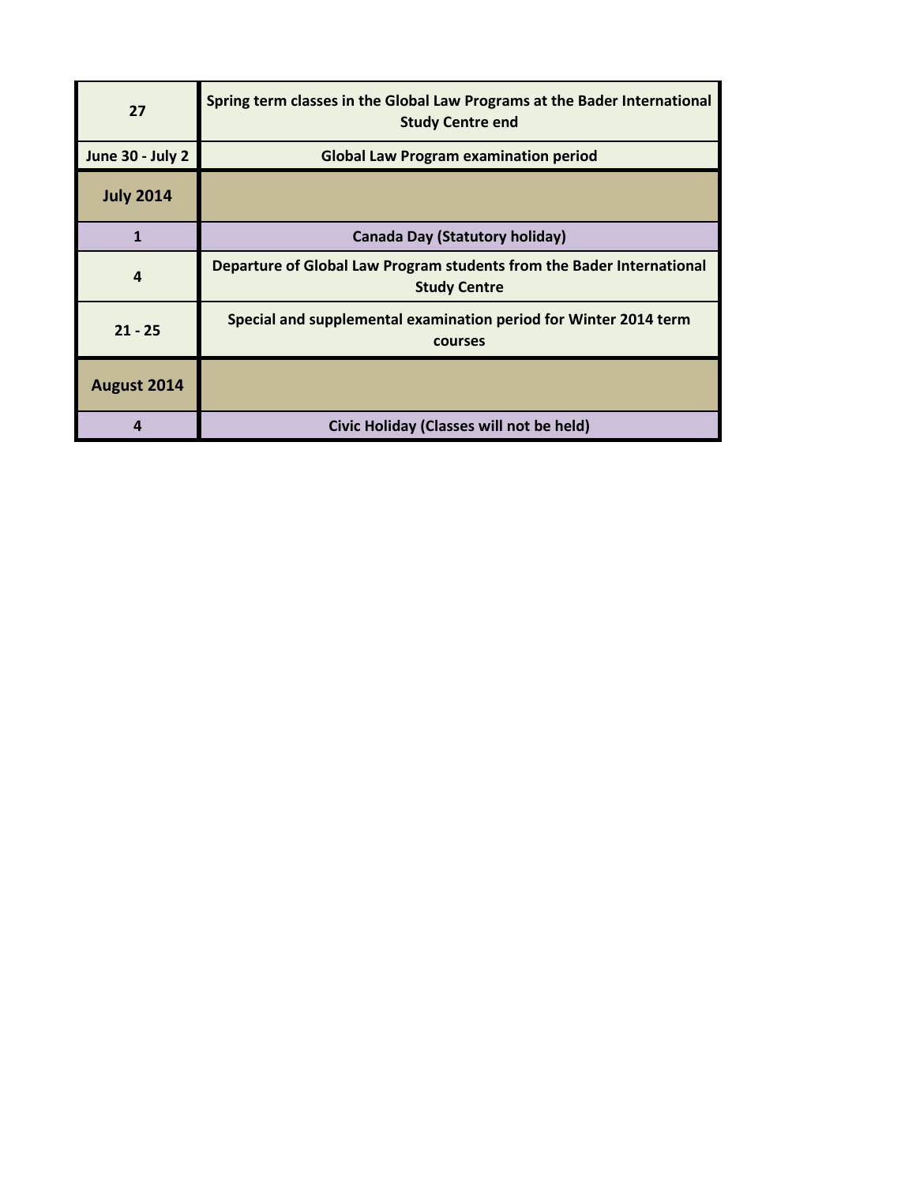| | |
|---|---|
| **27** | **Spring term classes in the Global Law Programs at the Bader International Study Centre end** |
| **June 30 - July 2** | **Global Law Program examination period** |
| **July 2014** | |
| **1** | **Canada Day (Statutory holiday)** |
| **4** | **Departure of Global Law Program students from the Bader International Study Centre** |
| **21 - 25** | **Special and supplemental examination period for Winter 2014 term courses** |
| **August 2014** | |
| **4** | **Civic Holiday (Classes will not be held)** |